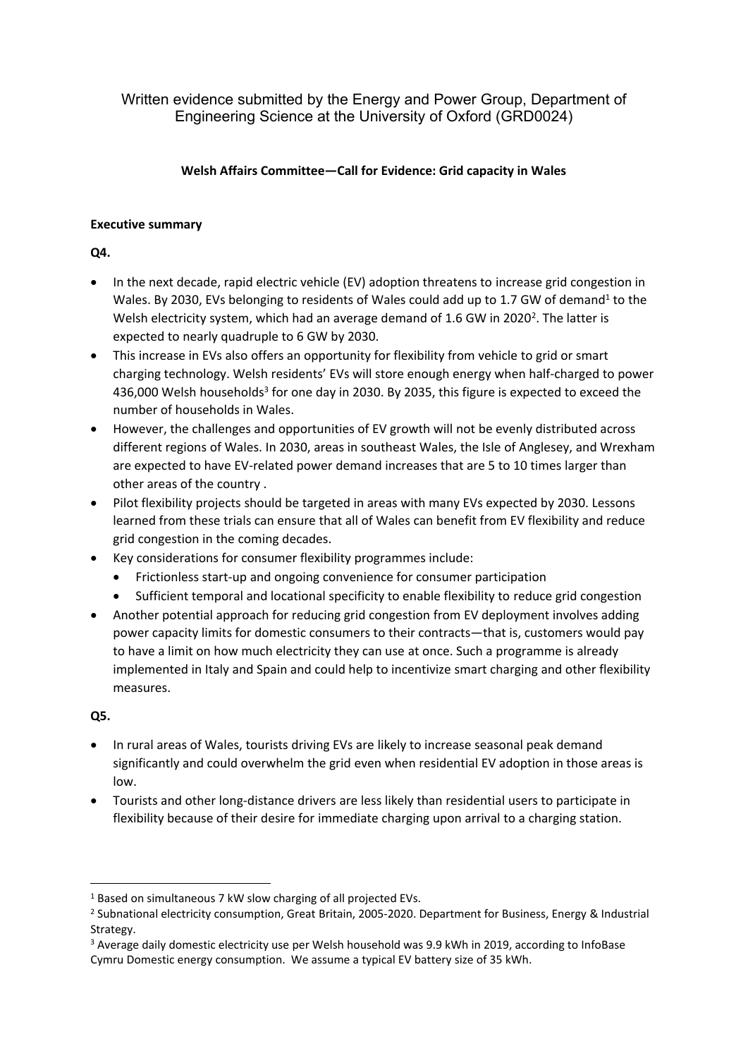# Written evidence submitted by the Energy and Power Group, Department of Engineering Science at the University of Oxford (GRD0024)

## Welsh Affairs Committee—Call for Evidence: Grid capacity in Wales

### Executive summary

**Q4.**

- In the next decade, rapid electric vehicle (EV) adoption threatens to increase grid congestion in Wales. By 2030, EVs belonging to residents of Wales could add up to 1.7 GW of demand[1] to the Welsh electricity system, which had an average demand of 1.6 GW in 2020[2]. The latter is expected to nearly quadruple to 6 GW by 2030.
- This increase in EVs also offers an opportunity for flexibility from vehicle to grid or smart charging technology. Welsh residents' EVs will store enough energy when half-charged to power 436,000 Welsh households[3] for one day in 2030. By 2035, this figure is expected to exceed the number of households in Wales.
- However, the challenges and opportunities of EV growth will not be evenly distributed across different regions of Wales. In 2030, areas in southeast Wales, the Isle of Anglesey, and Wrexham are expected to have EV-related power demand increases that are 5 to 10 times larger than other areas of the country .
- Pilot flexibility projects should be targeted in areas with many EVs expected by 2030. Lessons learned from these trials can ensure that all of Wales can benefit from EV flexibility and reduce grid congestion in the coming decades.
- Key considerations for consumer flexibility programmes include:
  - Frictionless start-up and ongoing convenience for consumer participation
  - Sufficient temporal and locational specificity to enable flexibility to reduce grid congestion
- Another potential approach for reducing grid congestion from EV deployment involves adding power capacity limits for domestic consumers to their contracts—that is, customers would pay to have a limit on how much electricity they can use at once. Such a programme is already implemented in Italy and Spain and could help to incentivize smart charging and other flexibility measures.

**Q5.**

- In rural areas of Wales, tourists driving EVs are likely to increase seasonal peak demand significantly and could overwhelm the grid even when residential EV adoption in those areas is low.
- Tourists and other long-distance drivers are less likely than residential users to participate in flexibility because of their desire for immediate charging upon arrival to a charging station.

---

[1] Based on simultaneous 7 kW slow charging of all projected EVs.

[2] Subnational electricity consumption, Great Britain, 2005-2020. Department for Business, Energy & Industrial Strategy.

[3] Average daily domestic electricity use per Welsh household was 9.9 kWh in 2019, according to InfoBase Cymru Domestic energy consumption. We assume a typical EV battery size of 35 kWh.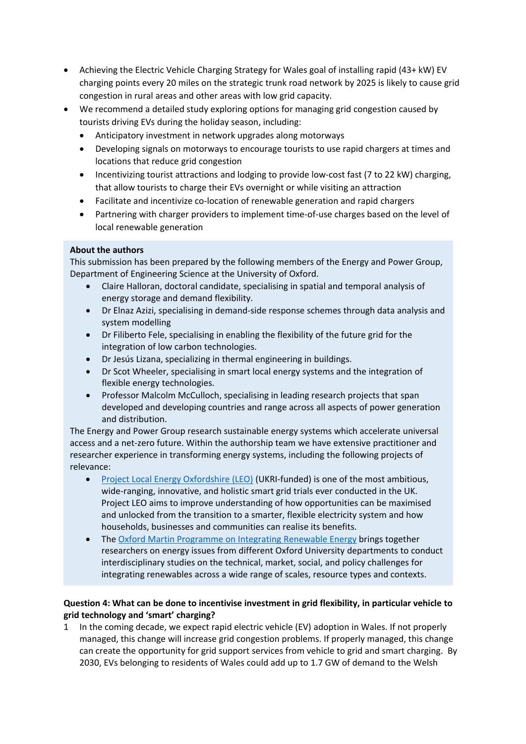- Achieving the Electric Vehicle Charging Strategy for Wales goal of installing rapid (43+ kW) EV charging points every 20 miles on the strategic trunk road network by 2025 is likely to cause grid congestion in rural areas and other areas with low grid capacity.
- We recommend a detailed study exploring options for managing grid congestion caused by tourists driving EVs during the holiday season, including:
  - Anticipatory investment in network upgrades along motorways
  - Developing signals on motorways to encourage tourists to use rapid chargers at times and locations that reduce grid congestion
  - Incentivizing tourist attractions and lodging to provide low-cost fast (7 to 22 kW) charging, that allow tourists to charge their EVs overnight or while visiting an attraction
  - Facilitate and incentivize co-location of renewable generation and rapid chargers
  - Partnering with charger providers to implement time-of-use charges based on the level of local renewable generation

**About the authors**

This submission has been prepared by the following members of the Energy and Power Group, Department of Engineering Science at the University of Oxford.

- Claire Halloran, doctoral candidate, specialising in spatial and temporal analysis of energy storage and demand flexibility.
- Dr Elnaz Azizi, specialising in demand-side response schemes through data analysis and system modelling
- Dr Filiberto Fele, specialising in enabling the flexibility of the future grid for the integration of low carbon technologies.
- Dr Jesús Lizana, specializing in thermal engineering in buildings.
- Dr Scot Wheeler, specialising in smart local energy systems and the integration of flexible energy technologies.
- Professor Malcolm McCulloch, specialising in leading research projects that span developed and developing countries and range across all aspects of power generation and distribution.

The Energy and Power Group research sustainable energy systems which accelerate universal access and a net-zero future. Within the authorship team we have extensive practitioner and researcher experience in transforming energy systems, including the following projects of relevance:

- Project Local Energy Oxfordshire (LEO) (UKRI-funded) is one of the most ambitious, wide-ranging, innovative, and holistic smart grid trials ever conducted in the UK. Project LEO aims to improve understanding of how opportunities can be maximised and unlocked from the transition to a smarter, flexible electricity system and how households, businesses and communities can realise its benefits.
- The Oxford Martin Programme on Integrating Renewable Energy brings together researchers on energy issues from different Oxford University departments to conduct interdisciplinary studies on the technical, market, social, and policy challenges for integrating renewables across a wide range of scales, resource types and contexts.

**Question 4: What can be done to incentivise investment in grid flexibility, in particular vehicle to grid technology and 'smart' charging?**

1 In the coming decade, we expect rapid electric vehicle (EV) adoption in Wales. If not properly managed, this change will increase grid congestion problems. If properly managed, this change can create the opportunity for grid support services from vehicle to grid and smart charging. By 2030, EVs belonging to residents of Wales could add up to 1.7 GW of demand to the Welsh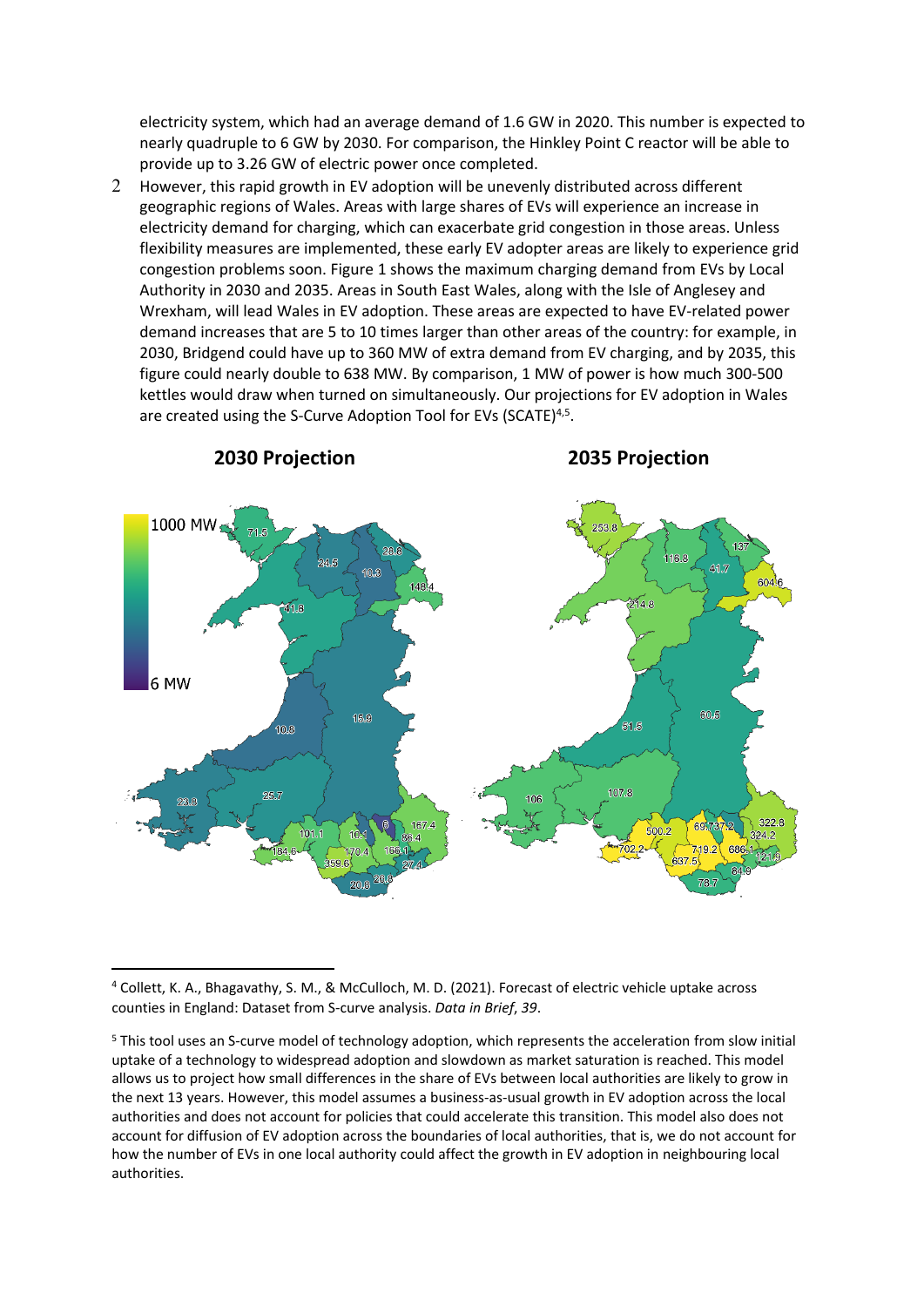electricity system, which had an average demand of 1.6 GW in 2020. This number is expected to nearly quadruple to 6 GW by 2030. For comparison, the Hinkley Point C reactor will be able to provide up to 3.26 GW of electric power once completed.

2 However, this rapid growth in EV adoption will be unevenly distributed across different geographic regions of Wales. Areas with large shares of EVs will experience an increase in electricity demand for charging, which can exacerbate grid congestion in those areas. Unless flexibility measures are implemented, these early EV adopter areas are likely to experience grid congestion problems soon. Figure 1 shows the maximum charging demand from EVs by Local Authority in 2030 and 2035. Areas in South East Wales, along with the Isle of Anglesey and Wrexham, will lead Wales in EV adoption. These areas are expected to have EV-related power demand increases that are 5 to 10 times larger than other areas of the country: for example, in 2030, Bridgend could have up to 360 MW of extra demand from EV charging, and by 2035, this figure could nearly double to 638 MW. By comparison, 1 MW of power is how much 300-500 kettles would draw when turned on simultaneously. Our projections for EV adoption in Wales are created using the S-Curve Adoption Tool for EVs (SCATE)[4,5].

**2030 Projection** **2035 Projection**

---

[4] Collett, K. A., Bhagavathy, S. M., & McCulloch, M. D. (2021). Forecast of electric vehicle uptake across counties in England: Dataset from S-curve analysis. *Data in Brief*, *39*.

[5] This tool uses an S-curve model of technology adoption, which represents the acceleration from slow initial uptake of a technology to widespread adoption and slowdown as market saturation is reached. This model allows us to project how small differences in the share of EVs between local authorities are likely to grow in the next 13 years. However, this model assumes a business-as-usual growth in EV adoption across the local authorities and does not account for policies that could accelerate this transition. This model also does not account for diffusion of EV adoption across the boundaries of local authorities, that is, we do not account for how the number of EVs in one local authority could affect the growth in EV adoption in neighbouring local authorities.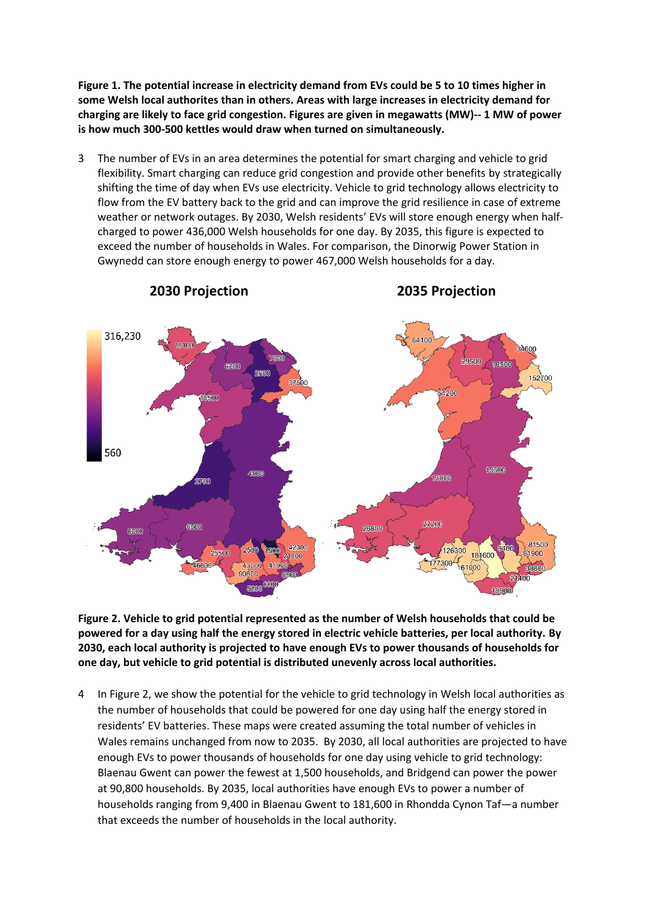**Figure 1. The potential increase in electricity demand from EVs could be 5 to 10 times higher in some Welsh local authorities than in others. Areas with large increases in electricity demand for charging are likely to face grid congestion. Figures are given in megawatts (MW)-- 1 MW of power is how much 300-500 kettles would draw when turned on simultaneously.**

3 The number of EVs in an area determines the potential for smart charging and vehicle to grid flexibility. Smart charging can reduce grid congestion and provide other benefits by strategically shifting the time of day when EVs use electricity. Vehicle to grid technology allows electricity to flow from the EV battery back to the grid and can improve the grid resilience in case of extreme weather or network outages. By 2030, Welsh residents' EVs will store enough energy when half-charged to power 436,000 Welsh households for one day. By 2035, this figure is expected to exceed the number of households in Wales. For comparison, the Dinorwig Power Station in Gwynedd can store enough energy to power 467,000 Welsh households for a day.

**2030 Projection** **2035 Projection**

**Figure 2. Vehicle to grid potential represented as the number of Welsh households that could be powered for a day using half the energy stored in electric vehicle batteries, per local authority. By 2030, each local authority is projected to have enough EVs to power thousands of households for one day, but vehicle to grid potential is distributed unevenly across local authorities.**

4 In Figure 2, we show the potential for the vehicle to grid technology in Welsh local authorities as the number of households that could be powered for one day using half the energy stored in residents' EV batteries. These maps were created assuming the total number of vehicles in Wales remains unchanged from now to 2035. By 2030, all local authorities are projected to have enough EVs to power thousands of households for one day using vehicle to grid technology: Blaenau Gwent can power the fewest at 1,500 households, and Bridgend can power the power at 90,800 households. By 2035, local authorities have enough EVs to power a number of households ranging from 9,400 in Blaenau Gwent to 181,600 in Rhondda Cynon Taf—a number that exceeds the number of households in the local authority.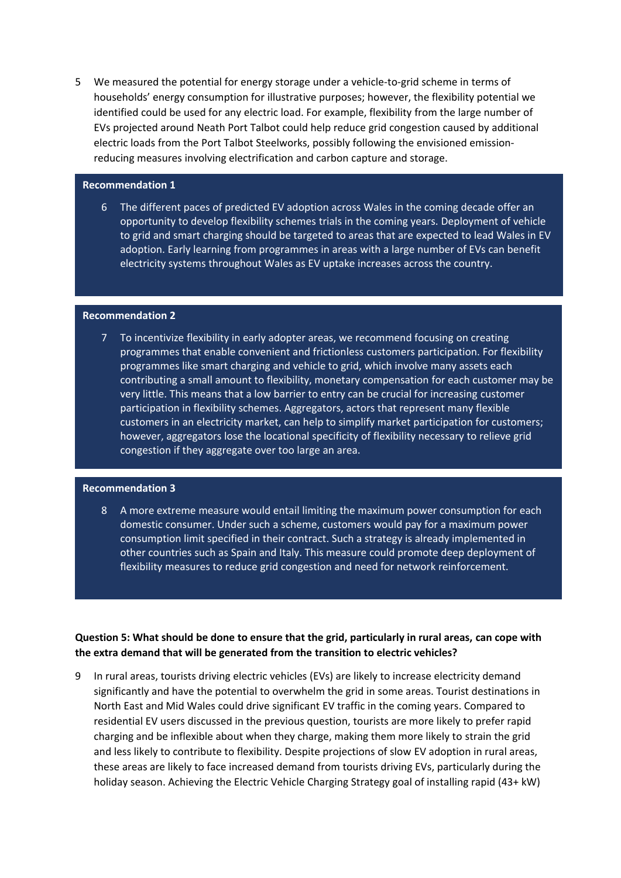5 We measured the potential for energy storage under a vehicle-to-grid scheme in terms of households' energy consumption for illustrative purposes; however, the flexibility potential we identified could be used for any electric load. For example, flexibility from the large number of EVs projected around Neath Port Talbot could help reduce grid congestion caused by additional electric loads from the Port Talbot Steelworks, possibly following the envisioned emission-reducing measures involving electrification and carbon capture and storage.

**Recommendation 1**

6 The different paces of predicted EV adoption across Wales in the coming decade offer an opportunity to develop flexibility schemes trials in the coming years. Deployment of vehicle to grid and smart charging should be targeted to areas that are expected to lead Wales in EV adoption. Early learning from programmes in areas with a large number of EVs can benefit electricity systems throughout Wales as EV uptake increases across the country.

**Recommendation 2**

7 To incentivize flexibility in early adopter areas, we recommend focusing on creating programmes that enable convenient and frictionless customers participation. For flexibility programmes like smart charging and vehicle to grid, which involve many assets each contributing a small amount to flexibility, monetary compensation for each customer may be very little. This means that a low barrier to entry can be crucial for increasing customer participation in flexibility schemes. Aggregators, actors that represent many flexible customers in an electricity market, can help to simplify market participation for customers; however, aggregators lose the locational specificity of flexibility necessary to relieve grid congestion if they aggregate over too large an area.

**Recommendation 3**

8 A more extreme measure would entail limiting the maximum power consumption for each domestic consumer. Under such a scheme, customers would pay for a maximum power consumption limit specified in their contract. Such a strategy is already implemented in other countries such as Spain and Italy. This measure could promote deep deployment of flexibility measures to reduce grid congestion and need for network reinforcement.

**Question 5: What should be done to ensure that the grid, particularly in rural areas, can cope with the extra demand that will be generated from the transition to electric vehicles?**

9 In rural areas, tourists driving electric vehicles (EVs) are likely to increase electricity demand significantly and have the potential to overwhelm the grid in some areas. Tourist destinations in North East and Mid Wales could drive significant EV traffic in the coming years. Compared to residential EV users discussed in the previous question, tourists are more likely to prefer rapid charging and be inflexible about when they charge, making them more likely to strain the grid and less likely to contribute to flexibility. Despite projections of slow EV adoption in rural areas, these areas are likely to face increased demand from tourists driving EVs, particularly during the holiday season. Achieving the Electric Vehicle Charging Strategy goal of installing rapid (43+ kW)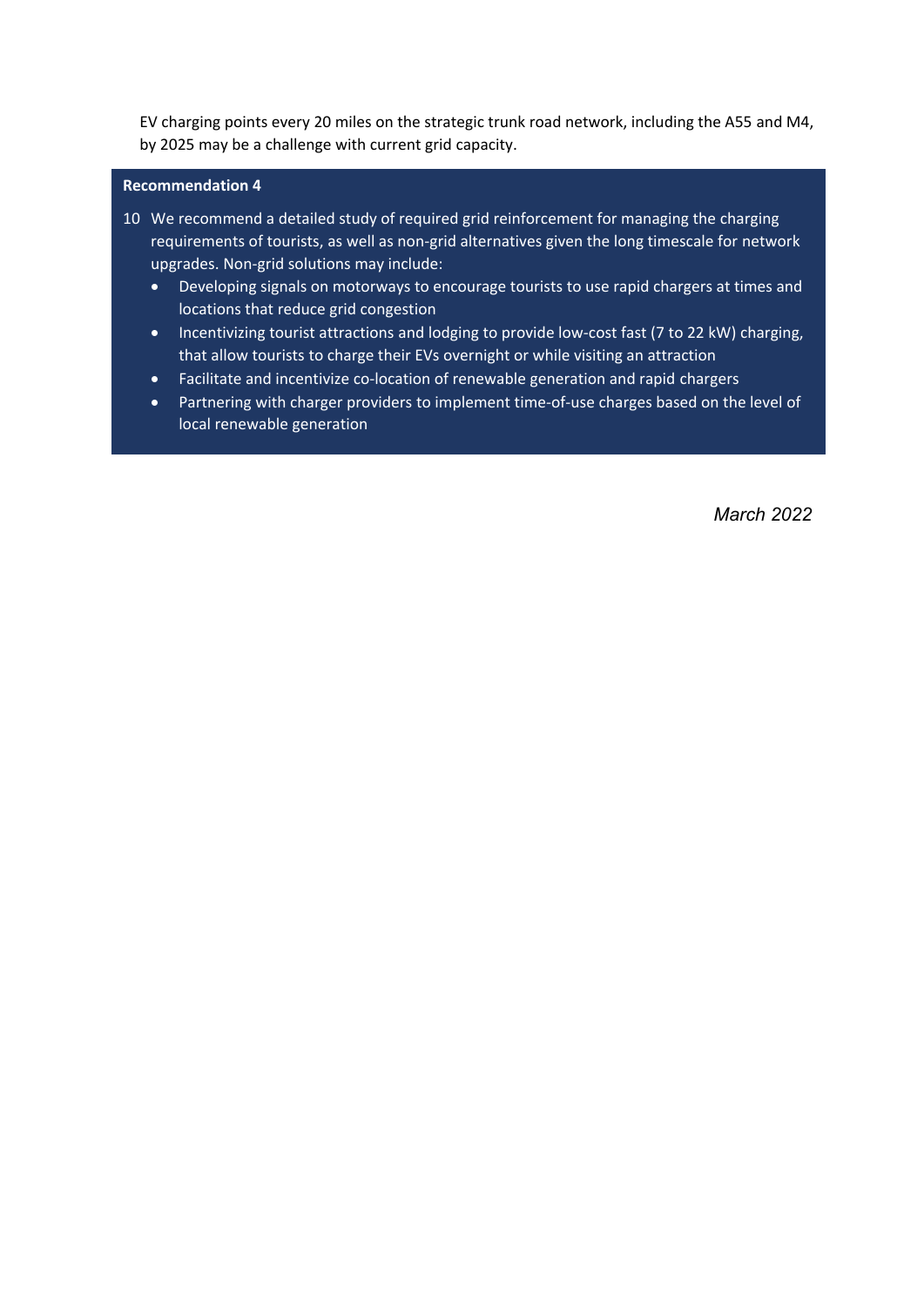EV charging points every 20 miles on the strategic trunk road network, including the A55 and M4, by 2025 may be a challenge with current grid capacity.

**Recommendation 4**

10 We recommend a detailed study of required grid reinforcement for managing the charging requirements of tourists, as well as non-grid alternatives given the long timescale for network upgrades. Non-grid solutions may include:

- Developing signals on motorways to encourage tourists to use rapid chargers at times and locations that reduce grid congestion
- Incentivizing tourist attractions and lodging to provide low-cost fast (7 to 22 kW) charging, that allow tourists to charge their EVs overnight or while visiting an attraction
- Facilitate and incentivize co-location of renewable generation and rapid chargers
- Partnering with charger providers to implement time-of-use charges based on the level of local renewable generation

*March 2022*